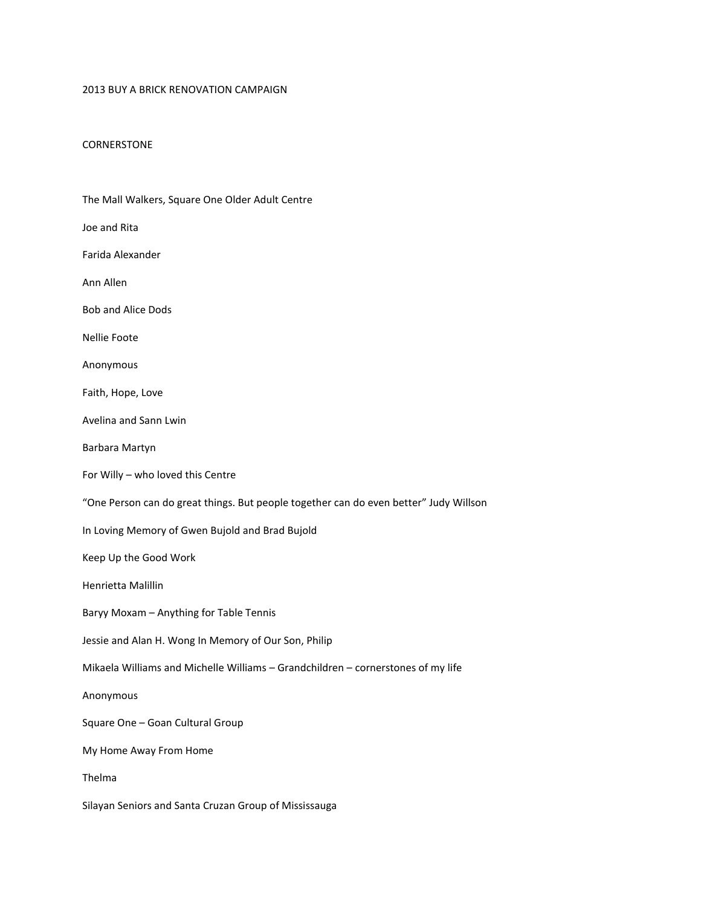# 2013 BUY A BRICK RENOVATION CAMPAIGN

## CORNERSTONE

The Mall Walkers, Square One Older Adult Centre

Joe and Rita

Farida Alexander

Ann Allen

Bob and Alice Dods

Nellie Foote

Anonymous

Faith, Hope, Love

Avelina and Sann Lwin

Barbara Martyn

For Willy – who loved this Centre

“One Person can do great things. But people together can do even better” Judy Willson

In Loving Memory of Gwen Bujold and Brad Bujold

Keep Up the Good Work

Henrietta Malillin

Baryy Moxam – Anything for Table Tennis

Jessie and Alan H. Wong In Memory of Our Son, Philip

Mikaela Williams and Michelle Williams – Grandchildren – cornerstones of my life

Anonymous

Square One – Goan Cultural Group

My Home Away From Home

Thelma

Silayan Seniors and Santa Cruzan Group of Mississauga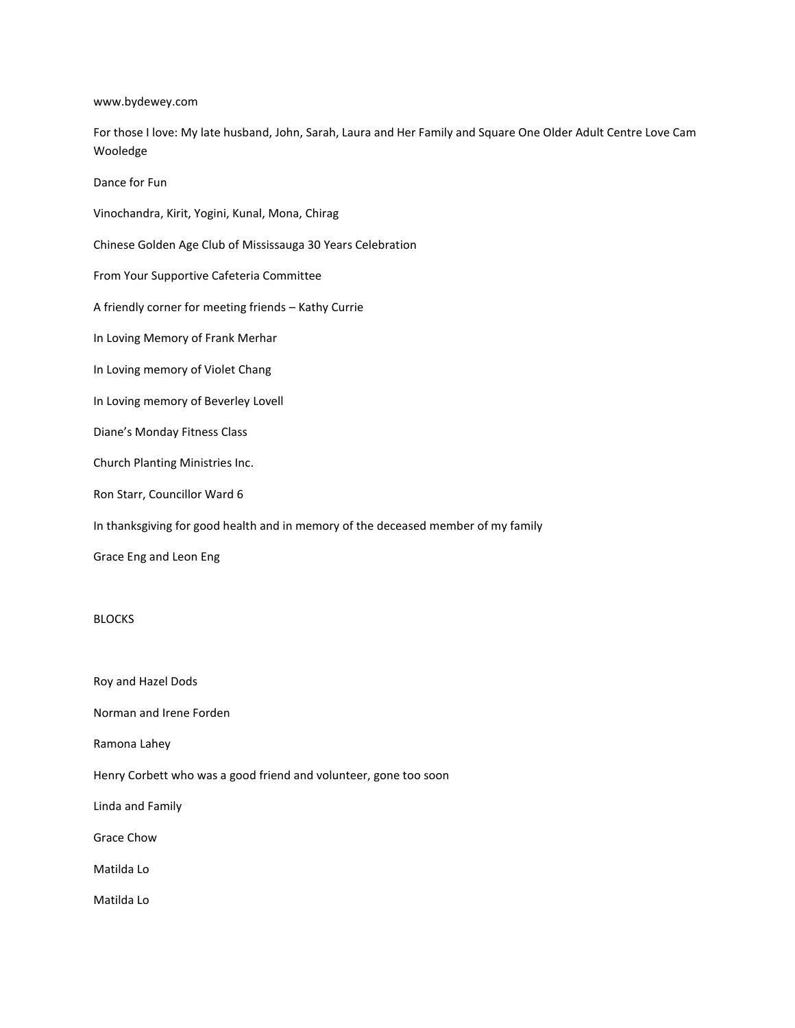www.bydewey.com

For those I love: My late husband, John, Sarah, Laura and Her Family and Square One Older Adult Centre Love Cam Wooledge

Dance for Fun

Vinochandra, Kirit, Yogini, Kunal, Mona, Chirag

Chinese Golden Age Club of Mississauga 30 Years Celebration

From Your Supportive Cafeteria Committee

A friendly corner for meeting friends – Kathy Currie

In Loving Memory of Frank Merhar

In Loving memory of Violet Chang

In Loving memory of Beverley Lovell

Diane's Monday Fitness Class

Church Planting Ministries Inc.

Ron Starr, Councillor Ward 6

In thanksgiving for good health and in memory of the deceased member of my family

Grace Eng and Leon Eng

BLOCKS

Roy and Hazel Dods

Norman and Irene Forden

Ramona Lahey

Henry Corbett who was a good friend and volunteer, gone too soon

Linda and Family

Grace Chow

Matilda Lo

Matilda Lo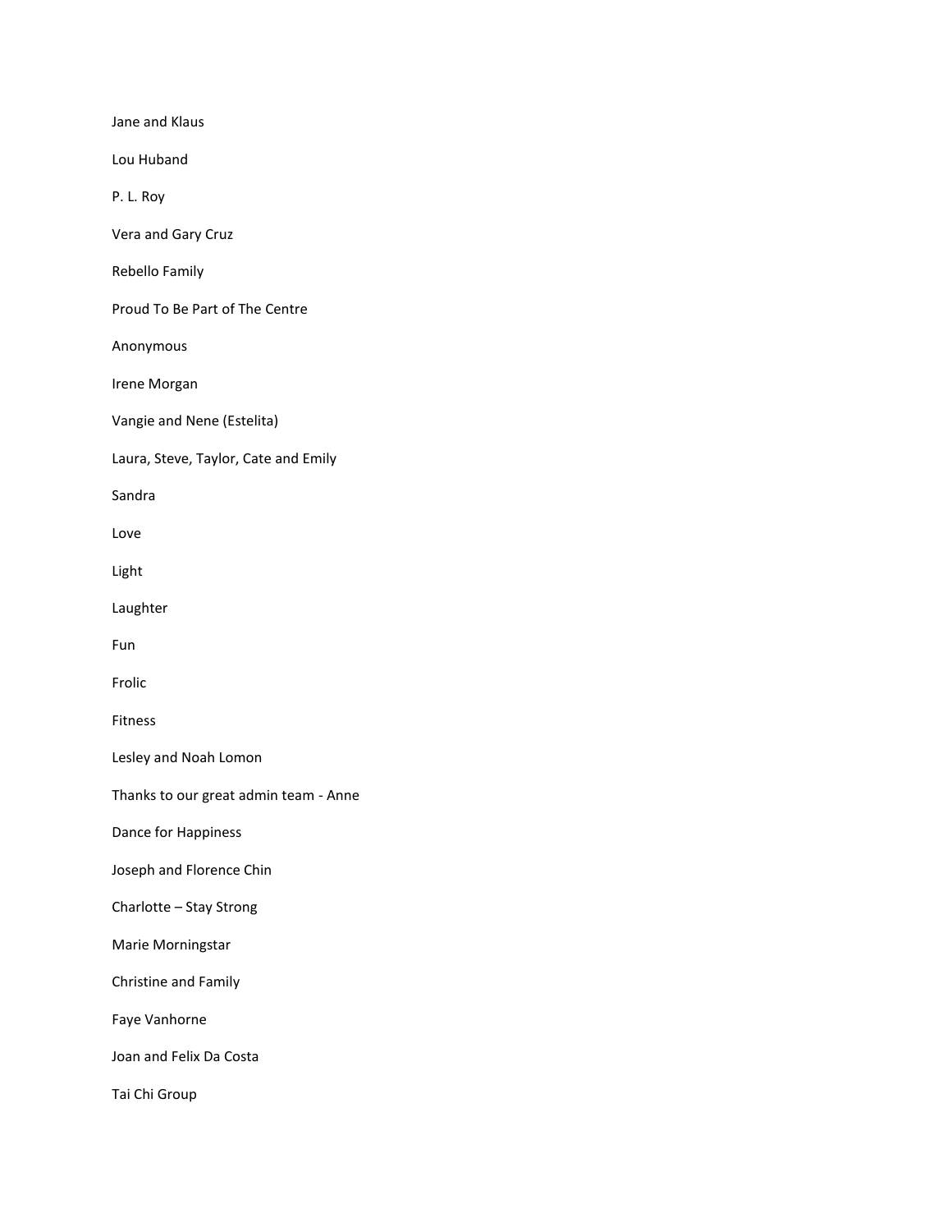Jane and Klaus

Lou Huband

P. L. Roy

Vera and Gary Cruz

Rebello Family

Proud To Be Part of The Centre

Anonymous

Irene Morgan

Vangie and Nene (Estelita)

Laura, Steve, Taylor, Cate and Emily

Sandra

Love

Light

Laughter

Fun

Frolic

Fitness

Lesley and Noah Lomon

Thanks to our great admin team - Anne

Dance for Happiness

Joseph and Florence Chin

Charlotte – Stay Strong

Marie Morningstar

Christine and Family

Faye Vanhorne

Joan and Felix Da Costa

Tai Chi Group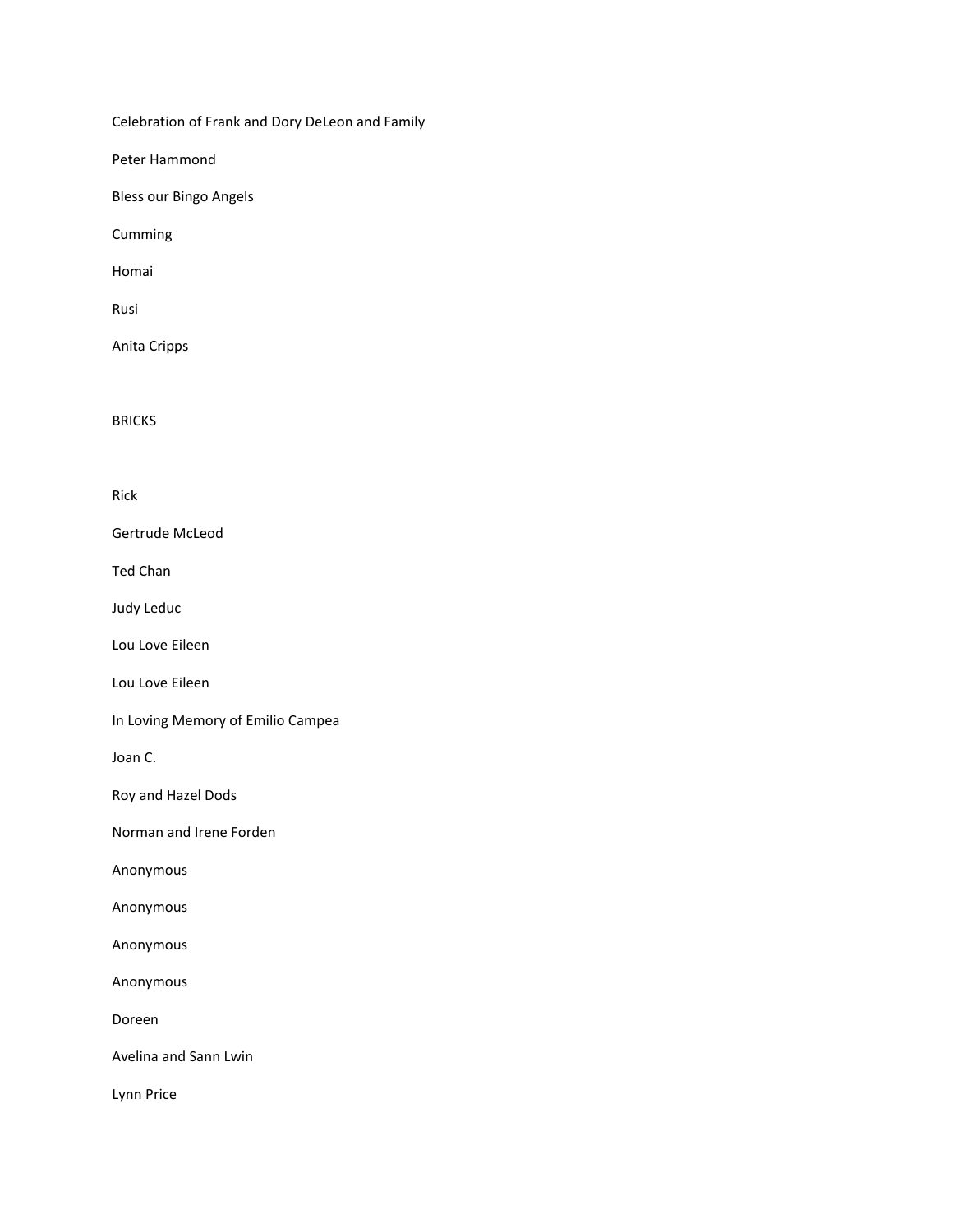Celebration of Frank and Dory DeLeon and Family

Peter Hammond

Bless our Bingo Angels

Cumming

Homai

Rusi

Anita Cripps

BRICKS

Rick

Gertrude McLeod

Ted Chan

Judy Leduc

Lou Love Eileen

Lou Love Eileen

In Loving Memory of Emilio Campea

Joan C.

Roy and Hazel Dods

Norman and Irene Forden

Anonymous

Anonymous

Anonymous

Anonymous

Doreen

Avelina and Sann Lwin

Lynn Price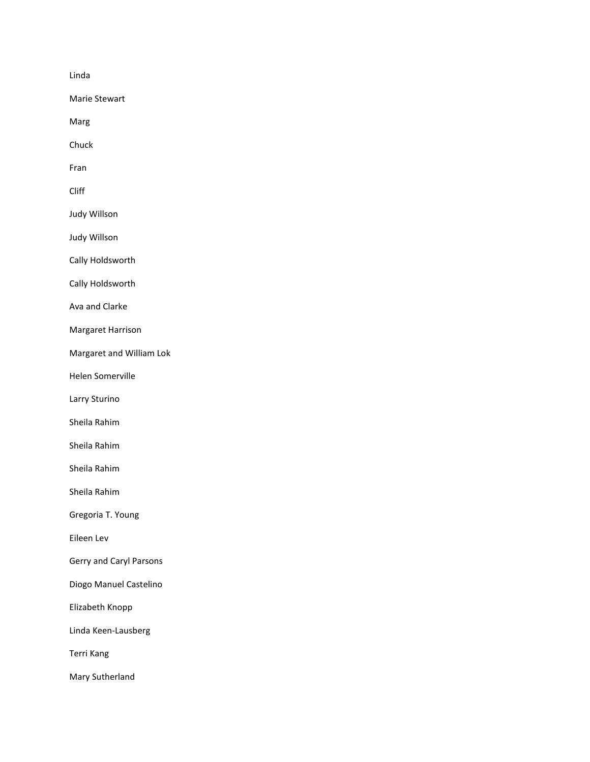Linda

Marie Stewart

Marg

Chuck

Fran

Cliff

Judy Willson

Judy Willson

Cally Holdsworth

Cally Holdsworth

Ava and Clarke

Margaret Harrison

Margaret and William Lok

Helen Somerville

Larry Sturino

Sheila Rahim

Sheila Rahim

Sheila Rahim

Sheila Rahim

Gregoria T. Young

Eileen Lev

Gerry and Caryl Parsons

Diogo Manuel Castelino

Elizabeth Knopp

Linda Keen-Lausberg

Terri Kang

Mary Sutherland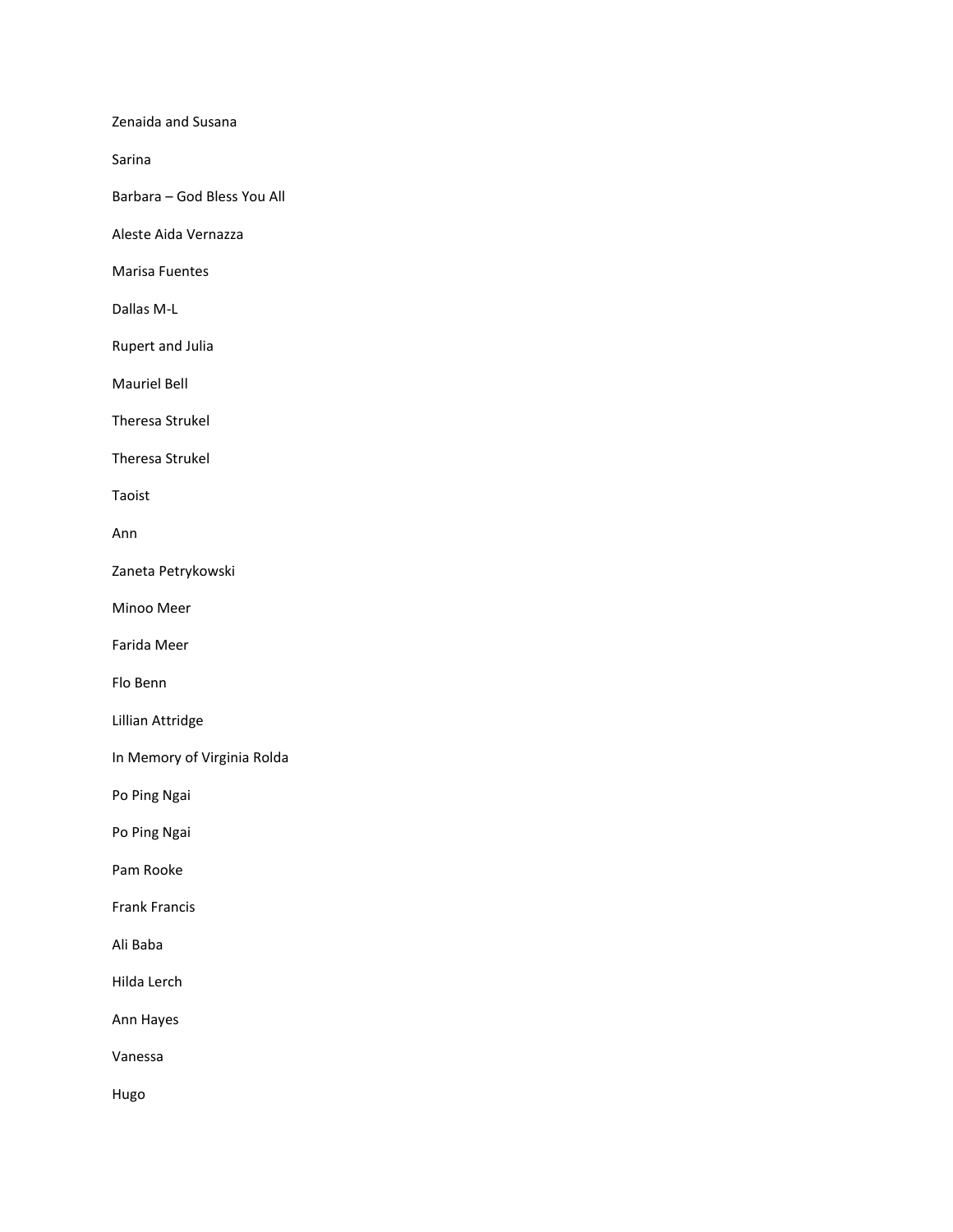Zenaida and Susana

Sarina

Barbara – God Bless You All

Aleste Aida Vernazza

Marisa Fuentes

Dallas M-L

Rupert and Julia

Mauriel Bell

Theresa Strukel

Theresa Strukel

Taoist

Ann

Zaneta Petrykowski

Minoo Meer

Farida Meer

Flo Benn

Lillian Attridge

In Memory of Virginia Rolda

Po Ping Ngai

Po Ping Ngai

Pam Rooke

Frank Francis

Ali Baba

Hilda Lerch

Ann Hayes

Vanessa

Hugo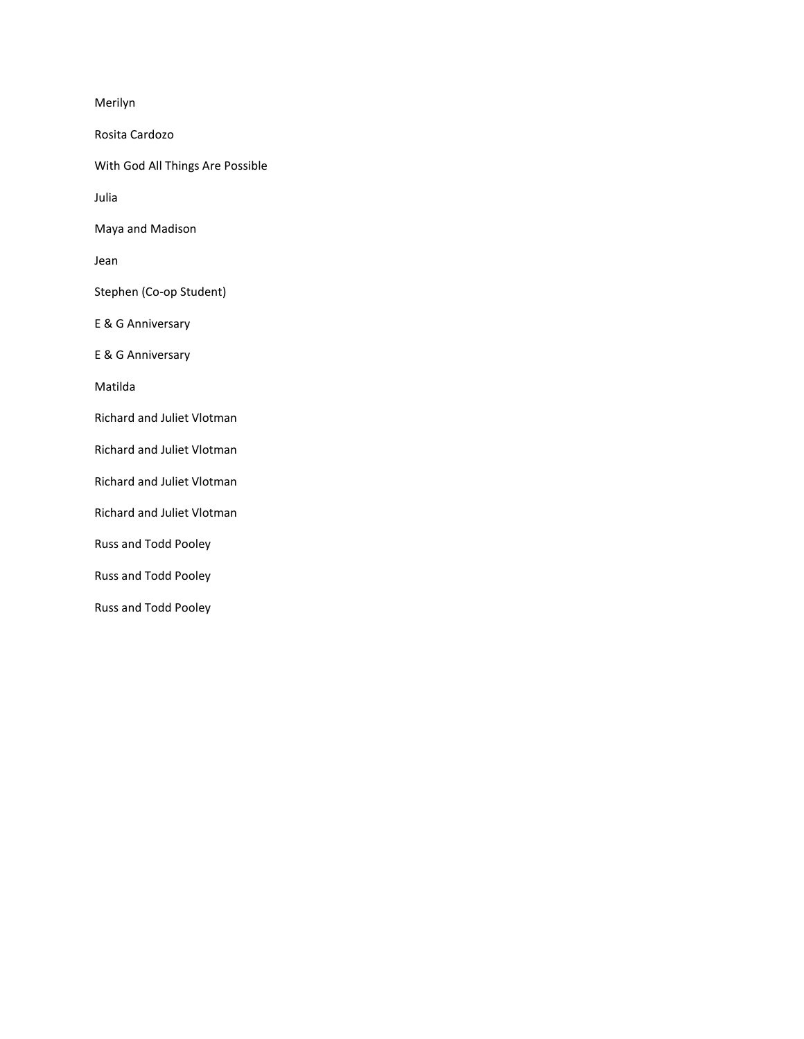Merilyn

Rosita Cardozo

With God All Things Are Possible

Julia

Maya and Madison

Jean

Stephen (Co-op Student)

E & G Anniversary

E & G Anniversary

Matilda

Richard and Juliet Vlotman

Richard and Juliet Vlotman

Richard and Juliet Vlotman

Richard and Juliet Vlotman

Russ and Todd Pooley

Russ and Todd Pooley

Russ and Todd Pooley